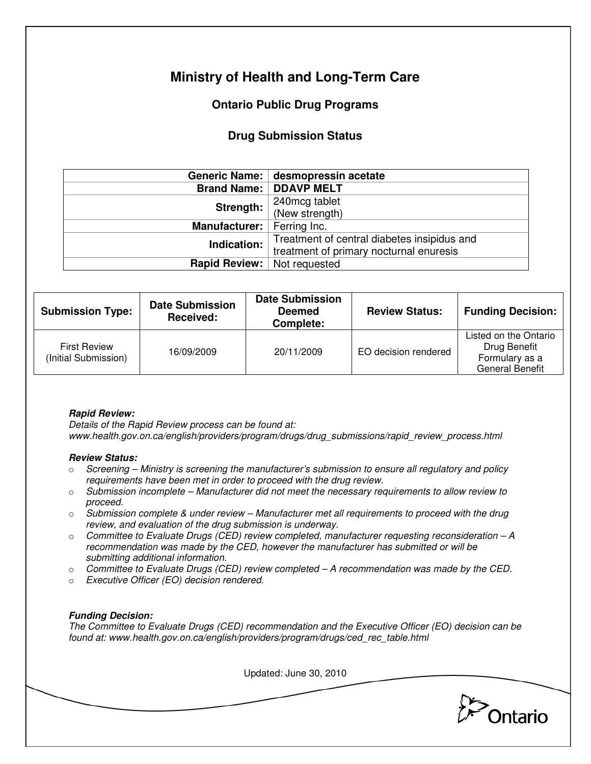# Ministry of Health and Long-Term Care

## Ontario Public Drug Programs

## Drug Submission Status

| | |
|---|---|
| **Generic Name:** | **desmopressin acetate** |
| **Brand Name:** | **DDAVP MELT** |
| **Strength:** | 240mcg tablet (New strength) |
| **Manufacturer:** | Ferring Inc. |
| **Indication:** | Treatment of central diabetes insipidus and treatment of primary nocturnal enuresis |
| **Rapid Review:** | Not requested |

| Submission Type: | Date Submission Received: | Date Submission Deemed Complete: | Review Status: | Funding Decision: |
|---|---|---|---|---|
| First Review (Initial Submission) | 16/09/2009 | 20/11/2009 | EO decision rendered | Listed on the Ontario Drug Benefit Formulary as a General Benefit |

***Rapid Review:***
*Details of the Rapid Review process can be found at: www.health.gov.on.ca/english/providers/program/drugs/drug_submissions/rapid_review_process.html*

***Review Status:***

- *Screening – Ministry is screening the manufacturer's submission to ensure all regulatory and policy requirements have been met in order to proceed with the drug review.*
- *Submission incomplete – Manufacturer did not meet the necessary requirements to allow review to proceed.*
- *Submission complete & under review – Manufacturer met all requirements to proceed with the drug review, and evaluation of the drug submission is underway.*
- *Committee to Evaluate Drugs (CED) review completed, manufacturer requesting reconsideration – A recommendation was made by the CED, however the manufacturer has submitted or will be submitting additional information.*
- *Committee to Evaluate Drugs (CED) review completed – A recommendation was made by the CED.*
- *Executive Officer (EO) decision rendered.*

***Funding Decision:***
*The Committee to Evaluate Drugs (CED) recommendation and the Executive Officer (EO) decision can be found at: www.health.gov.on.ca/english/providers/program/drugs/ced_rec_table.html*

Updated: June 30, 2010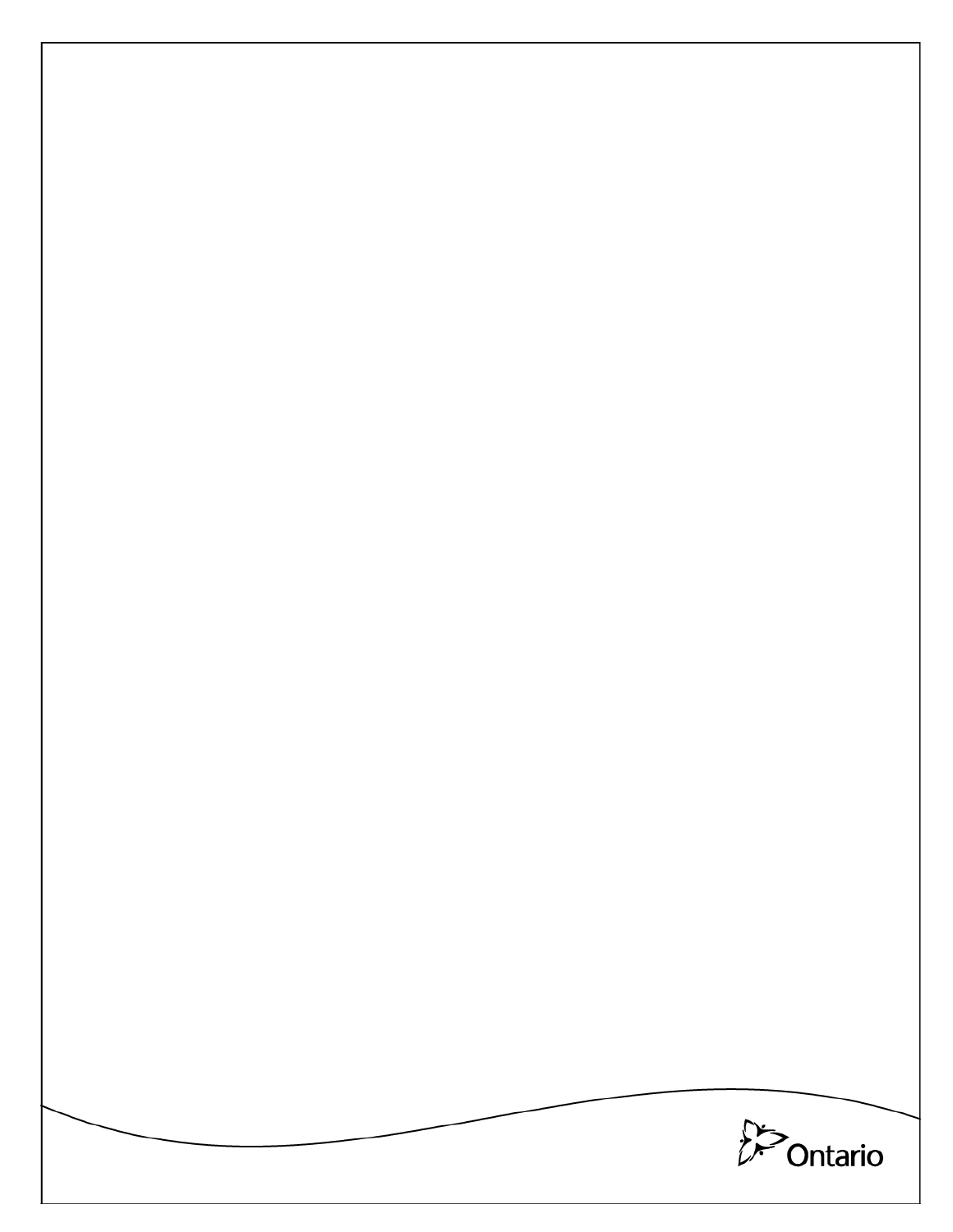Ontario